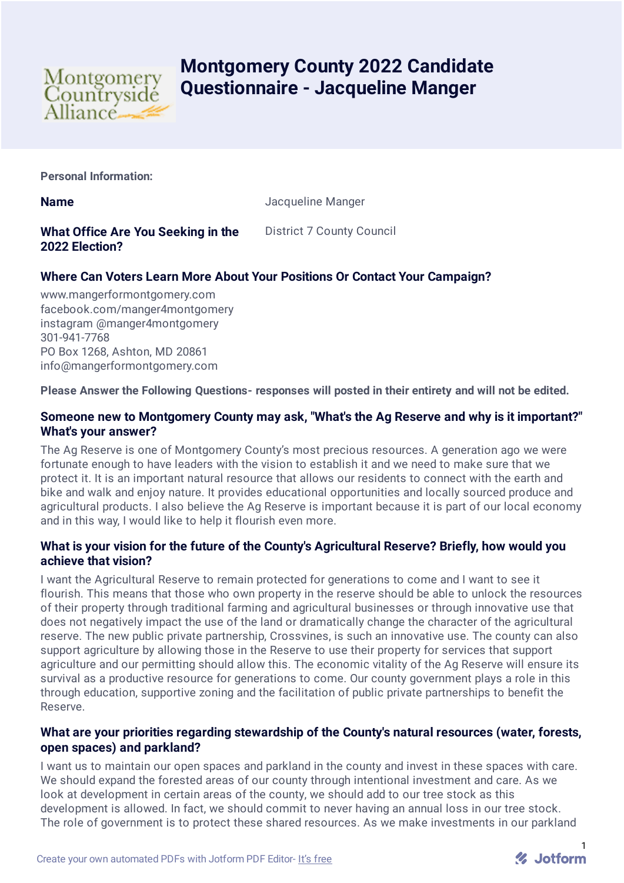# Montgomery County 2022 Candidate Questionnaire - Jacqueline Manger

**Personal Information:**

**Name**: Jacqueline Manger

**What Office Are You Seeking in the 2022 Election?**: District 7 County Council

### Where Can Voters Learn More About Your Positions Or Contact Your Campaign?

www.mangerformontgomery.com
facebook.com/manger4montgomery
instagram @manger4montgomery
301-941-7768
PO Box 1268, Ashton, MD 20861
info@mangerformontgomery.com

**Please Answer the Following Questions- responses will posted in their entirety and will not be edited.**

### Someone new to Montgomery County may ask, "What's the Ag Reserve and why is it important?" What's your answer?

The Ag Reserve is one of Montgomery County's most precious resources. A generation ago we were fortunate enough to have leaders with the vision to establish it and we need to make sure that we protect it. It is an important natural resource that allows our residents to connect with the earth and bike and walk and enjoy nature. It provides educational opportunities and locally sourced produce and agricultural products. I also believe the Ag Reserve is important because it is part of our local economy and in this way, I would like to help it flourish even more.

### What is your vision for the future of the County's Agricultural Reserve? Briefly, how would you achieve that vision?

I want the Agricultural Reserve to remain protected for generations to come and I want to see it flourish. This means that those who own property in the reserve should be able to unlock the resources of their property through traditional farming and agricultural businesses or through innovative use that does not negatively impact the use of the land or dramatically change the character of the agricultural reserve. The new public private partnership, Crossvines, is such an innovative use. The county can also support agriculture by allowing those in the Reserve to use their property for services that support agriculture and our permitting should allow this. The economic vitality of the Ag Reserve will ensure its survival as a productive resource for generations to come. Our county government plays a role in this through education, supportive zoning and the facilitation of public private partnerships to benefit the Reserve.

### What are your priorities regarding stewardship of the County's natural resources (water, forests, open spaces) and parkland?

I want us to maintain our open spaces and parkland in the county and invest in these spaces with care. We should expand the forested areas of our county through intentional investment and care. As we look at development in certain areas of the county, we should add to our tree stock as this development is allowed. In fact, we should commit to never having an annual loss in our tree stock. The role of government is to protect these shared resources. As we make investments in our parkland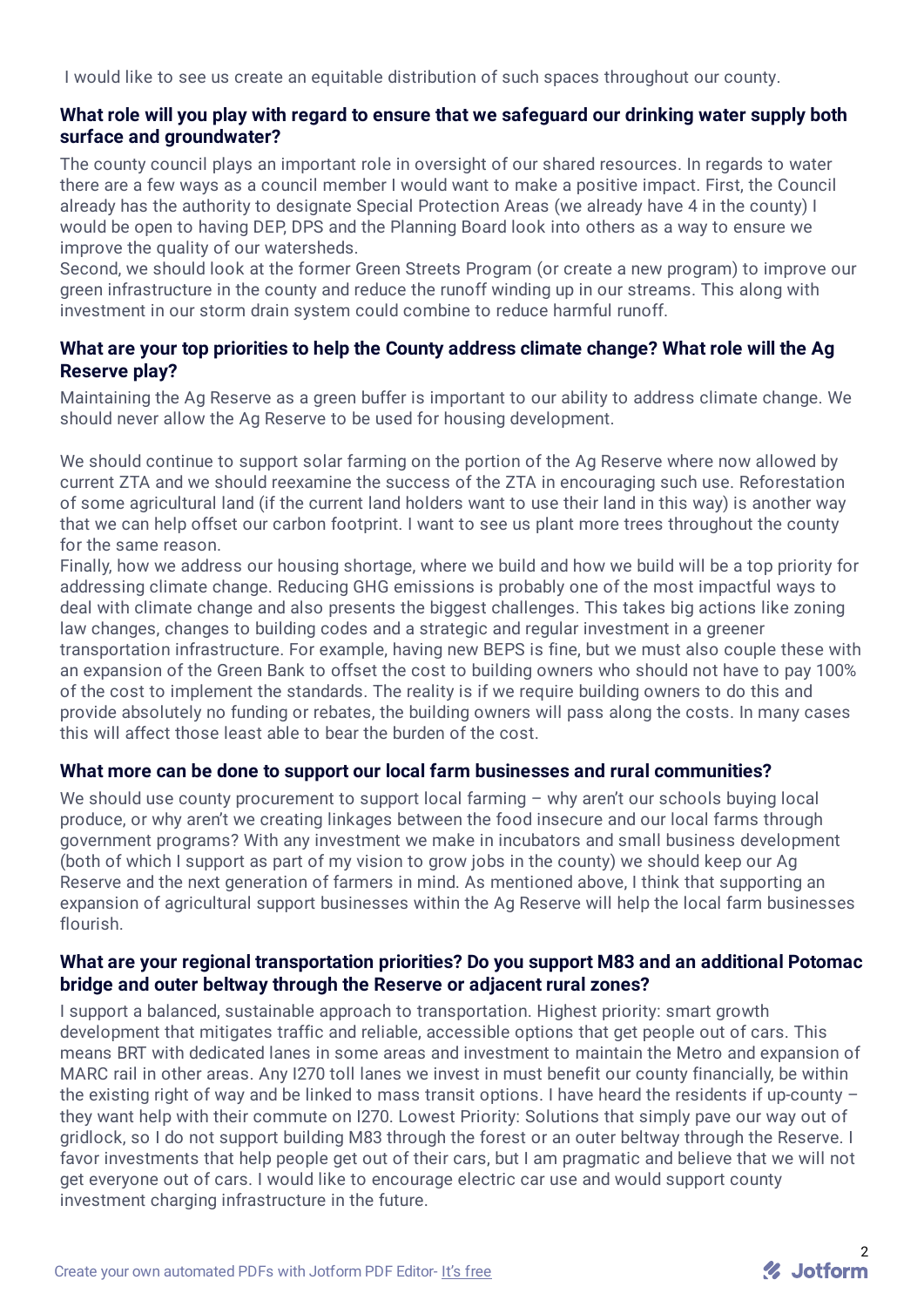I would like to see us create an equitable distribution of such spaces throughout our county.

### What role will you play with regard to ensure that we safeguard our drinking water supply both surface and groundwater?

The county council plays an important role in oversight of our shared resources. In regards to water there are a few ways as a council member I would want to make a positive impact. First, the Council already has the authority to designate Special Protection Areas (we already have 4 in the county) I would be open to having DEP, DPS and the Planning Board look into others as a way to ensure we improve the quality of our watersheds.
Second, we should look at the former Green Streets Program (or create a new program) to improve our green infrastructure in the county and reduce the runoff winding up in our streams. This along with investment in our storm drain system could combine to reduce harmful runoff.

### What are your top priorities to help the County address climate change? What role will the Ag Reserve play?

Maintaining the Ag Reserve as a green buffer is important to our ability to address climate change. We should never allow the Ag Reserve to be used for housing development.

We should continue to support solar farming on the portion of the Ag Reserve where now allowed by current ZTA and we should reexamine the success of the ZTA in encouraging such use. Reforestation of some agricultural land (if the current land holders want to use their land in this way) is another way that we can help offset our carbon footprint. I want to see us plant more trees throughout the county for the same reason.
Finally, how we address our housing shortage, where we build and how we build will be a top priority for addressing climate change. Reducing GHG emissions is probably one of the most impactful ways to deal with climate change and also presents the biggest challenges. This takes big actions like zoning law changes, changes to building codes and a strategic and regular investment in a greener transportation infrastructure. For example, having new BEPS is fine, but we must also couple these with an expansion of the Green Bank to offset the cost to building owners who should not have to pay 100% of the cost to implement the standards. The reality is if we require building owners to do this and provide absolutely no funding or rebates, the building owners will pass along the costs. In many cases this will affect those least able to bear the burden of the cost.

### What more can be done to support our local farm businesses and rural communities?

We should use county procurement to support local farming – why aren't our schools buying local produce, or why aren't we creating linkages between the food insecure and our local farms through government programs? With any investment we make in incubators and small business development (both of which I support as part of my vision to grow jobs in the county) we should keep our Ag Reserve and the next generation of farmers in mind. As mentioned above, I think that supporting an expansion of agricultural support businesses within the Ag Reserve will help the local farm businesses flourish.

### What are your regional transportation priorities? Do you support M83 and an additional Potomac bridge and outer beltway through the Reserve or adjacent rural zones?

I support a balanced, sustainable approach to transportation. Highest priority: smart growth development that mitigates traffic and reliable, accessible options that get people out of cars. This means BRT with dedicated lanes in some areas and investment to maintain the Metro and expansion of MARC rail in other areas. Any I270 toll lanes we invest in must benefit our county financially, be within the existing right of way and be linked to mass transit options. I have heard the residents if up-county – they want help with their commute on I270. Lowest Priority: Solutions that simply pave our way out of gridlock, so I do not support building M83 through the forest or an outer beltway through the Reserve. I favor investments that help people get out of their cars, but I am pragmatic and believe that we will not get everyone out of cars. I would like to encourage electric car use and would support county investment charging infrastructure in the future.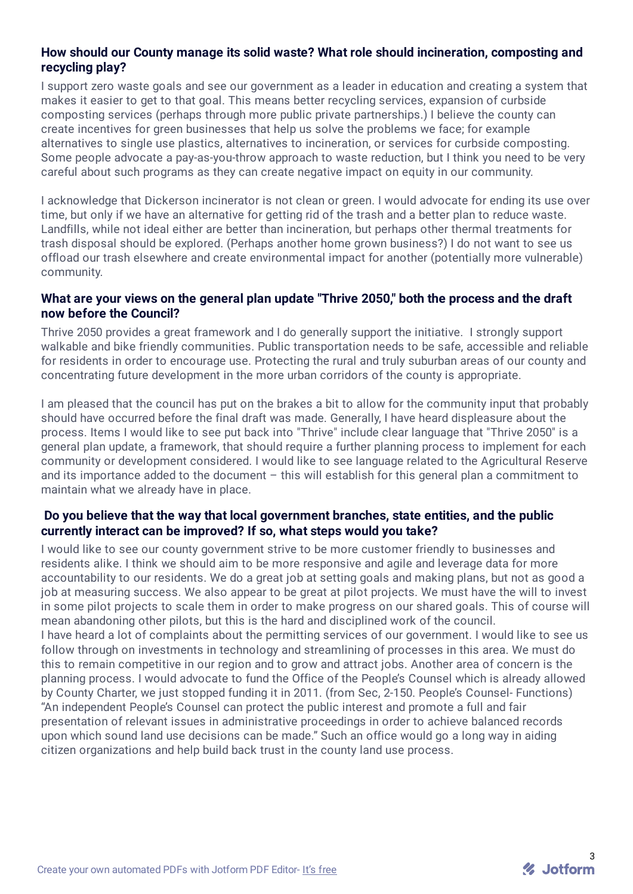**How should our County manage its solid waste? What role should incineration, composting and recycling play?**

I support zero waste goals and see our government as a leader in education and creating a system that makes it easier to get to that goal. This means better recycling services, expansion of curbside composting services (perhaps through more public private partnerships.) I believe the county can create incentives for green businesses that help us solve the problems we face; for example alternatives to single use plastics, alternatives to incineration, or services for curbside composting. Some people advocate a pay-as-you-throw approach to waste reduction, but I think you need to be very careful about such programs as they can create negative impact on equity in our community.

I acknowledge that Dickerson incinerator is not clean or green. I would advocate for ending its use over time, but only if we have an alternative for getting rid of the trash and a better plan to reduce waste. Landfills, while not ideal either are better than incineration, but perhaps other thermal treatments for trash disposal should be explored. (Perhaps another home grown business?) I do not want to see us offload our trash elsewhere and create environmental impact for another (potentially more vulnerable) community.

**What are your views on the general plan update "Thrive 2050," both the process and the draft now before the Council?**

Thrive 2050 provides a great framework and I do generally support the initiative. I strongly support walkable and bike friendly communities. Public transportation needs to be safe, accessible and reliable for residents in order to encourage use. Protecting the rural and truly suburban areas of our county and concentrating future development in the more urban corridors of the county is appropriate.

I am pleased that the council has put on the brakes a bit to allow for the community input that probably should have occurred before the final draft was made. Generally, I have heard displeasure about the process. Items I would like to see put back into "Thrive" include clear language that "Thrive 2050" is a general plan update, a framework, that should require a further planning process to implement for each community or development considered. I would like to see language related to the Agricultural Reserve and its importance added to the document – this will establish for this general plan a commitment to maintain what we already have in place.

**Do you believe that the way that local government branches, state entities, and the public currently interact can be improved? If so, what steps would you take?**

I would like to see our county government strive to be more customer friendly to businesses and residents alike. I think we should aim to be more responsive and agile and leverage data for more accountability to our residents. We do a great job at setting goals and making plans, but not as good a job at measuring success. We also appear to be great at pilot projects. We must have the will to invest in some pilot projects to scale them in order to make progress on our shared goals. This of course will mean abandoning other pilots, but this is the hard and disciplined work of the council.

I have heard a lot of complaints about the permitting services of our government. I would like to see us follow through on investments in technology and streamlining of processes in this area. We must do this to remain competitive in our region and to grow and attract jobs. Another area of concern is the planning process. I would advocate to fund the Office of the People's Counsel which is already allowed by County Charter, we just stopped funding it in 2011. (from Sec, 2-150. People's Counsel- Functions) "An independent People's Counsel can protect the public interest and promote a full and fair presentation of relevant issues in administrative proceedings in order to achieve balanced records upon which sound land use decisions can be made." Such an office would go a long way in aiding citizen organizations and help build back trust in the county land use process.